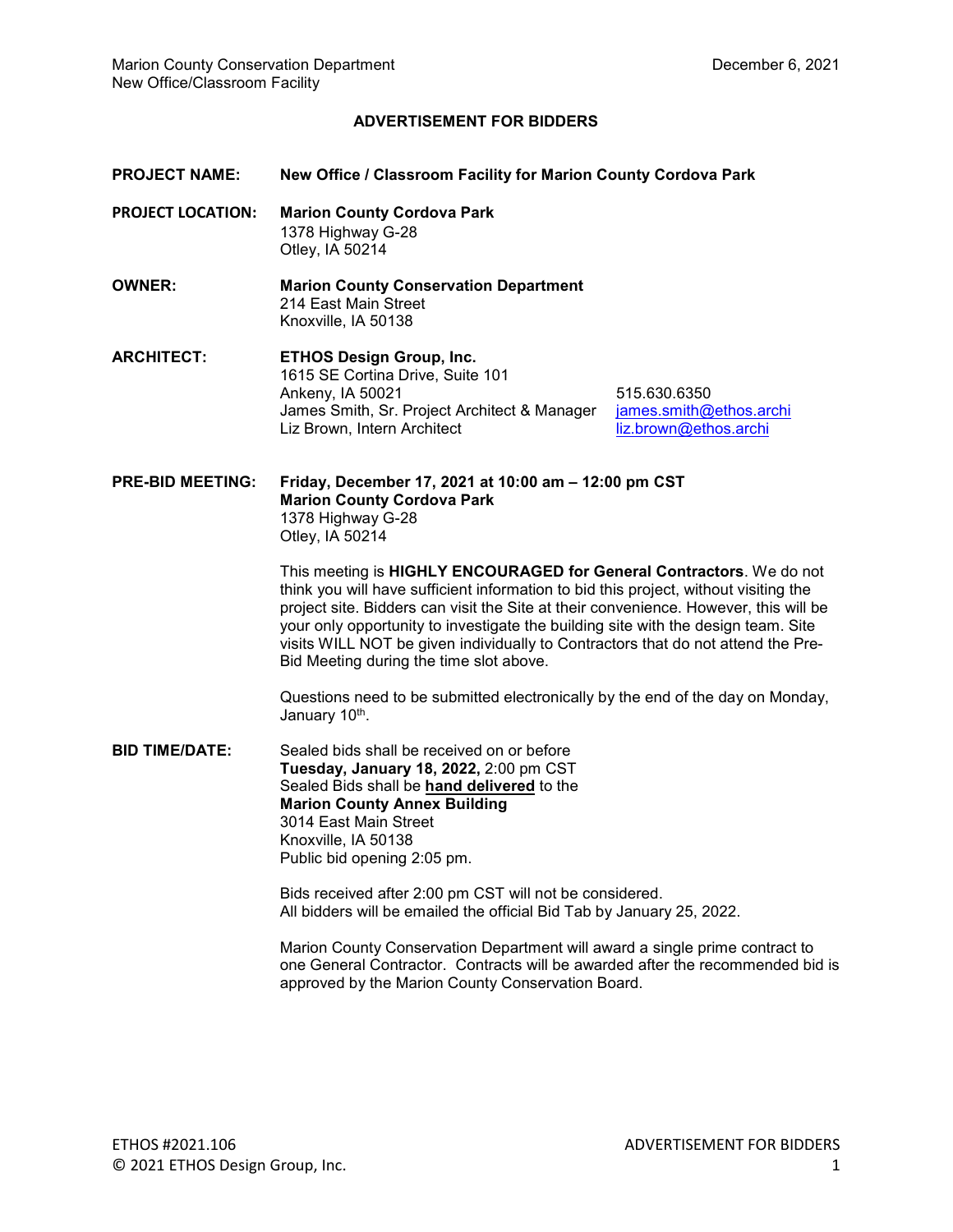# ADVERTISEMENT FOR BIDDERS

**PROJECT NAME:** **New Office / Classroom Facility for Marion County Cordova Park**

**PROJECT LOCATION:** **Marion County Cordova Park**
1378 Highway G-28
Otley, IA 50214

**OWNER:** **Marion County Conservation Department**
214 East Main Street
Knoxville, IA 50138

**ARCHITECT:** **ETHOS Design Group, Inc.**
1615 SE Cortina Drive, Suite 101
Ankeny, IA 50021 — 515.630.6350
James Smith, Sr. Project Architect & Manager — james.smith@ethos.archi
Liz Brown, Intern Architect — liz.brown@ethos.archi

**PRE-BID MEETING:** **Friday, December 17, 2021 at 10:00 am – 12:00 pm CST**
**Marion County Cordova Park**
1378 Highway G-28
Otley, IA 50214

This meeting is **HIGHLY ENCOURAGED for General Contractors**. We do not think you will have sufficient information to bid this project, without visiting the project site. Bidders can visit the Site at their convenience. However, this will be your only opportunity to investigate the building site with the design team. Site visits WILL NOT be given individually to Contractors that do not attend the Pre-Bid Meeting during the time slot above.

Questions need to be submitted electronically by the end of the day on Monday, January 10th.

**BID TIME/DATE:** Sealed bids shall be received on or before
**Tuesday, January 18, 2022,** 2:00 pm CST
Sealed Bids shall be **hand delivered** to the
**Marion County Annex Building**
3014 East Main Street
Knoxville, IA 50138
Public bid opening 2:05 pm.

Bids received after 2:00 pm CST will not be considered.
All bidders will be emailed the official Bid Tab by January 25, 2022.

Marion County Conservation Department will award a single prime contract to one General Contractor. Contracts will be awarded after the recommended bid is approved by the Marion County Conservation Board.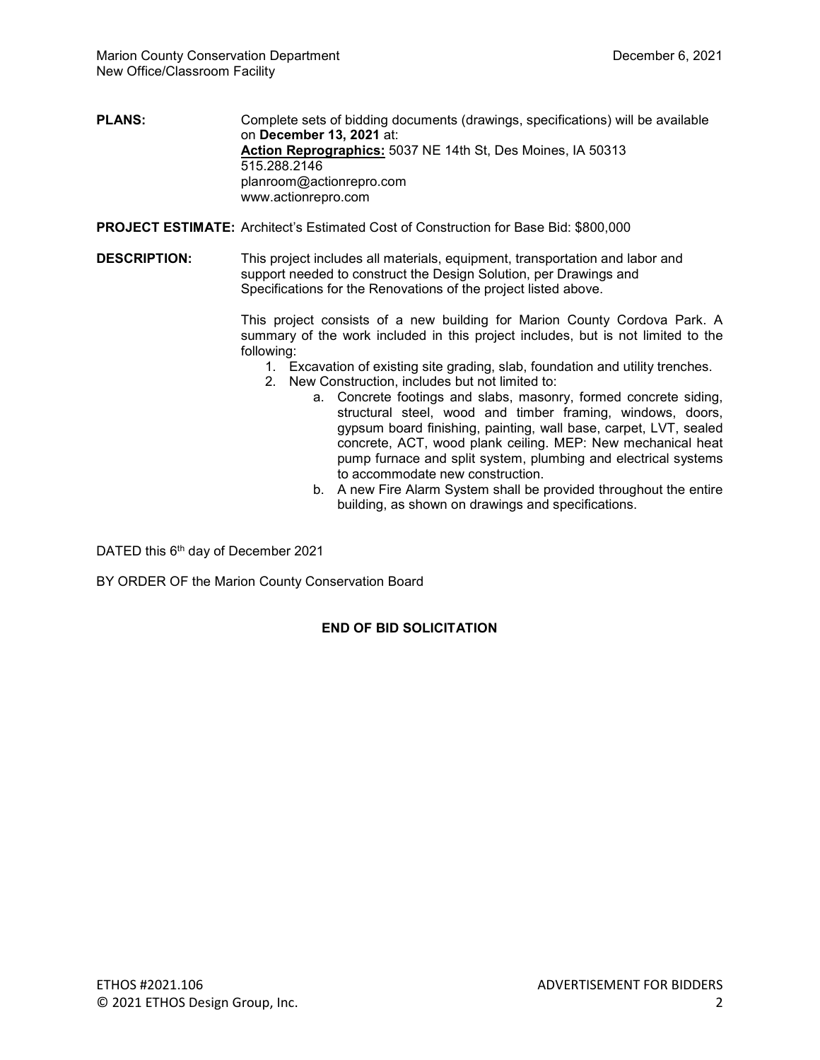**PLANS:** Complete sets of bidding documents (drawings, specifications) will be available on **December 13, 2021** at:
**Action Reprographics:** 5037 NE 14th St, Des Moines, IA 50313
515.288.2146
planroom@actionrepro.com
www.actionrepro.com

**PROJECT ESTIMATE:** Architect's Estimated Cost of Construction for Base Bid: $800,000

**DESCRIPTION:** This project includes all materials, equipment, transportation and labor and support needed to construct the Design Solution, per Drawings and Specifications for the Renovations of the project listed above.

This project consists of a new building for Marion County Cordova Park. A summary of the work included in this project includes, but is not limited to the following:

1. Excavation of existing site grading, slab, foundation and utility trenches.
2. New Construction, includes but not limited to:
    a. Concrete footings and slabs, masonry, formed concrete siding, structural steel, wood and timber framing, windows, doors, gypsum board finishing, painting, wall base, carpet, LVT, sealed concrete, ACT, wood plank ceiling. MEP: New mechanical heat pump furnace and split system, plumbing and electrical systems to accommodate new construction.
    b. A new Fire Alarm System shall be provided throughout the entire building, as shown on drawings and specifications.

DATED this 6th day of December 2021

BY ORDER OF the Marion County Conservation Board

**END OF BID SOLICITATION**